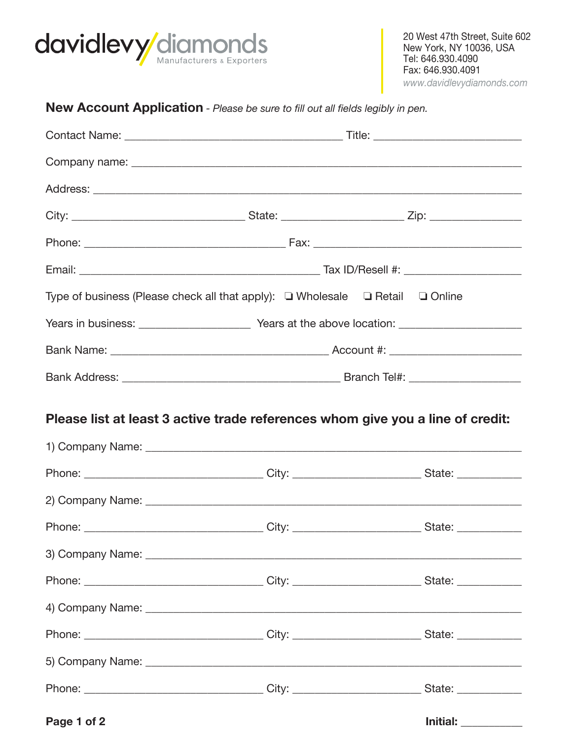davidlevy/diamonds
Manufacturers & Exporters

20 West 47th Street, Suite 602
New York, NY 10036, USA
Tel: 646.930.4090
Fax: 646.930.4091
www.davidlevydiamonds.com

## New Account Application - *Please be sure to fill out all fields legibly in pen.*

Contact Name: ______________________________________ Title: __________________________

Company name: ______________________________________________________________________

Address: ___________________________________________________________________________

City: ______________________________ State: _____________________ Zip: ________________

Phone: ___________________________________ Fax: ____________________________________

Email: __________________________________________ Tax ID/Resell #: ____________________

Type of business (Please check all that apply): ❑ Wholesale ❑ Retail ❑ Online

Years in business: ___________________ Years at the above location: _____________________

Bank Name: ______________________________________ Account #: ______________________

Bank Address: _____________________________________ Branch Tel#: ___________________

## Please list at least 3 active trade references whom give you a line of credit:

1) Company Name: ___________________________________________________________________

Phone: _______________________________ City: ______________________ State: ___________

2) Company Name: ___________________________________________________________________

Phone: _______________________________ City: ______________________ State: ___________

3) Company Name: ___________________________________________________________________

Phone: _______________________________ City: ______________________ State: ___________

4) Company Name: ___________________________________________________________________

Phone: _______________________________ City: ______________________ State: ___________

5) Company Name: ___________________________________________________________________

Phone: _______________________________ City: ______________________ State: ___________

**Initial:** __________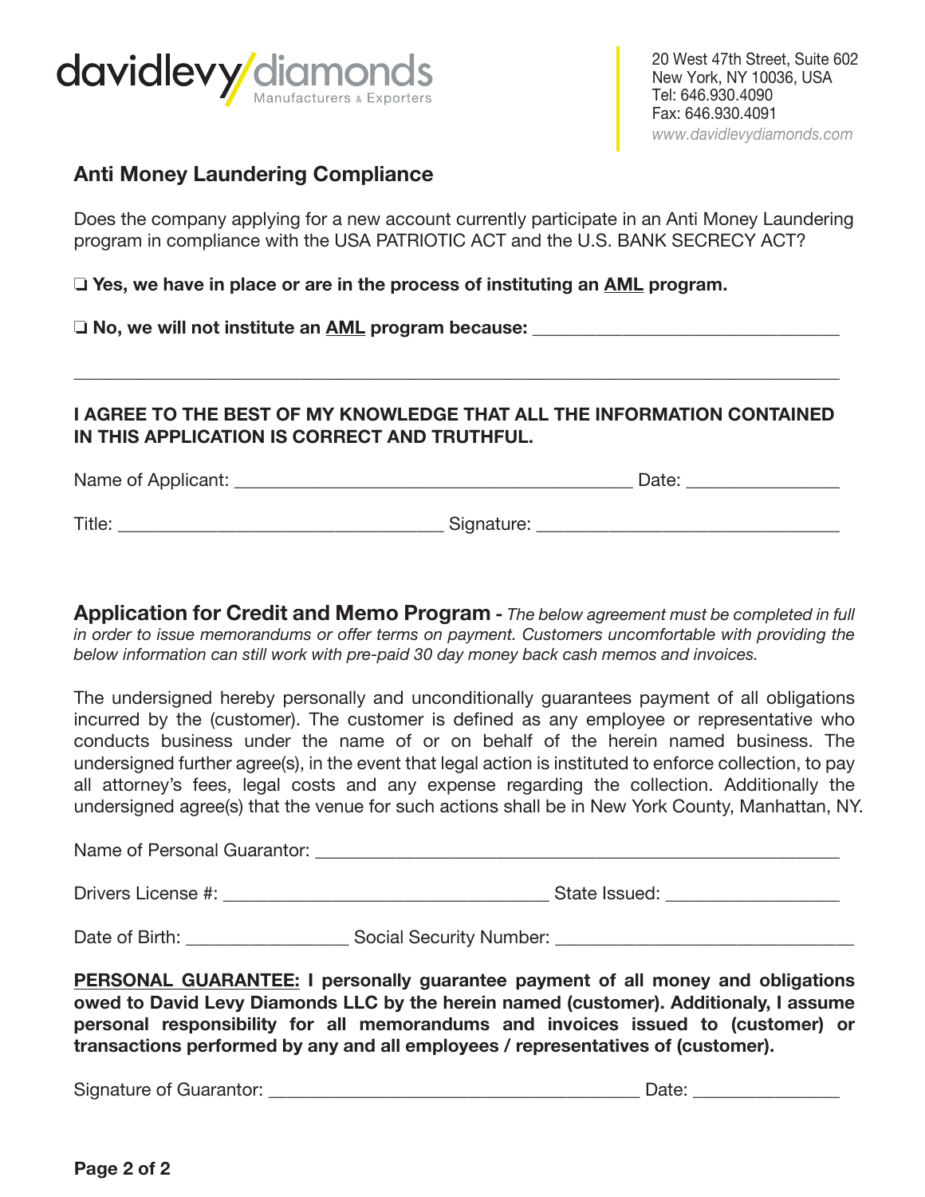davidlevy/diamonds
Manufacturers & Exporters

20 West 47th Street, Suite 602
New York, NY 10036, USA
Tel: 646.930.4090
Fax: 646.930.4091
www.davidlevydiamonds.com

## Anti Money Laundering Compliance

Does the company applying for a new account currently participate in an Anti Money Laundering program in compliance with the USA PATRIOTIC ACT and the U.S. BANK SECRECY ACT?

❏ **Yes, we have in place or are in the process of instituting an AML program.**

❏ **No, we will not institute an AML program because:** ________________________________

________________________________________________________________________________

**I AGREE TO THE BEST OF MY KNOWLEDGE THAT ALL THE INFORMATION CONTAINED IN THIS APPLICATION IS CORRECT AND TRUTHFUL.**

Name of Applicant: ___________________________________________ Date: ________________

Title: ___________________________________ Signature: ________________________________

## Application for Credit and Memo Program - *The below agreement must be completed in full in order to issue memorandums or offer terms on payment. Customers uncomfortable with providing the below information can still work with pre-paid 30 day money back cash memos and invoices.*

The undersigned hereby personally and unconditionally guarantees payment of all obligations incurred by the (customer). The customer is defined as any employee or representative who conducts business under the name of or on behalf of the herein named business. The undersigned further agree(s), in the event that legal action is instituted to enforce collection, to pay all attorney's fees, legal costs and any expense regarding the collection. Additionally the undersigned agree(s) that the venue for such actions shall be in New York County, Manhattan, NY.

Name of Personal Guarantor: _______________________________________________________

Drivers License #: __________________________________ State Issued: __________________

Date of Birth: _________________ Social Security Number: ________________________________

**PERSONAL GUARANTEE: I personally guarantee payment of all money and obligations owed to David Levy Diamonds LLC by the herein named (customer). Additionaly, I assume personal responsibility for all memorandums and invoices issued to (customer) or transactions performed by any and all employees / representatives of (customer).**

Signature of Guarantor: _______________________________________ Date: _______________